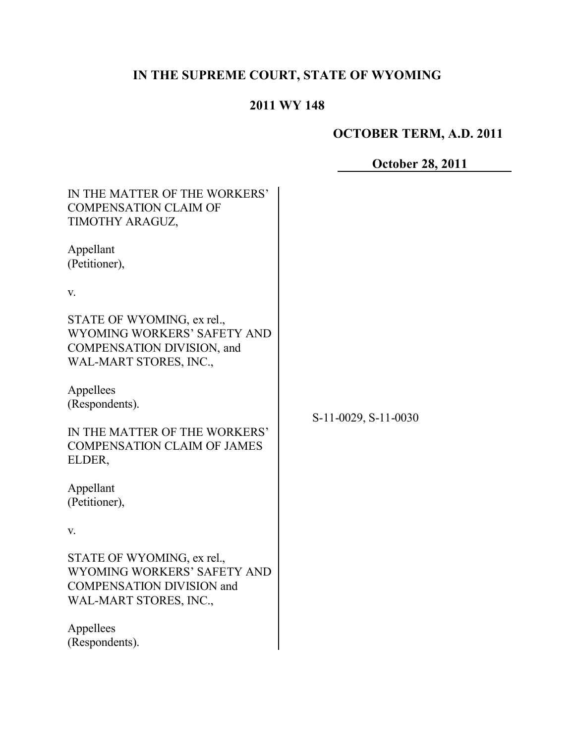# IN THE SUPREME COURT, STATE OF WYOMING

## 2011 WY 148

**OCTOBER TERM, A.D. 2011**

**October 28, 2011**

| | |
|---|---|
| IN THE MATTER OF THE WORKERS' COMPENSATION CLAIM OF TIMOTHY ARAGUZ,<br><br>Appellant (Petitioner),<br><br>v.<br><br>STATE OF WYOMING, ex rel., WYOMING WORKERS' SAFETY AND COMPENSATION DIVISION, and WAL-MART STORES, INC.,<br><br>Appellees (Respondents).<br><br>IN THE MATTER OF THE WORKERS' COMPENSATION CLAIM OF JAMES ELDER,<br><br>Appellant (Petitioner),<br><br>v.<br><br>STATE OF WYOMING, ex rel., WYOMING WORKERS' SAFETY AND COMPENSATION DIVISION and WAL-MART STORES, INC.,<br><br>Appellees (Respondents). | S-11-0029, S-11-0030 |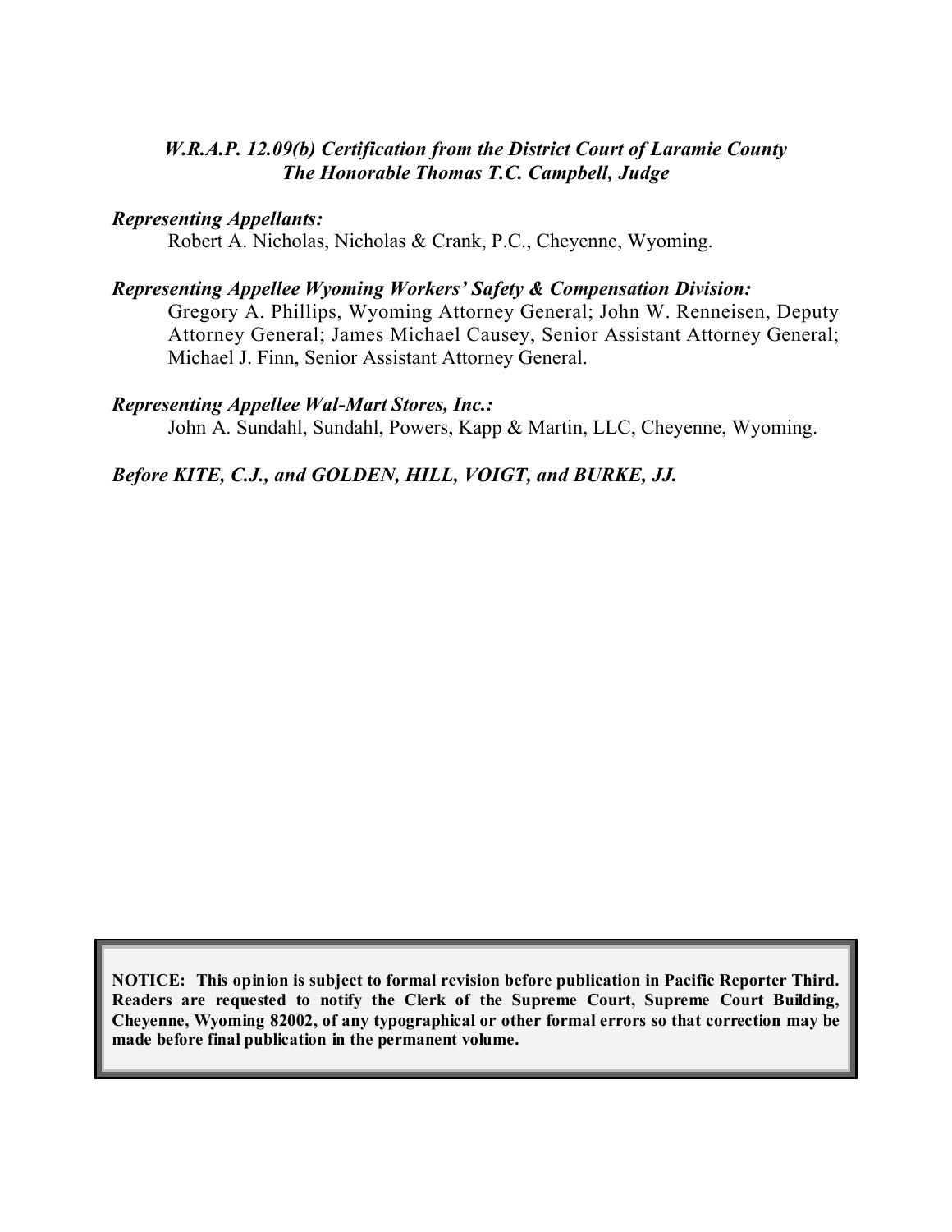*W.R.A.P. 12.09(b) Certification from the District Court of Laramie County*
*The Honorable Thomas T.C. Campbell, Judge*

***Representing Appellants:***
Robert A. Nicholas, Nicholas & Crank, P.C., Cheyenne, Wyoming.

***Representing Appellee Wyoming Workers' Safety & Compensation Division:***
Gregory A. Phillips, Wyoming Attorney General; John W. Renneisen, Deputy Attorney General; James Michael Causey, Senior Assistant Attorney General; Michael J. Finn, Senior Assistant Attorney General.

***Representing Appellee Wal-Mart Stores, Inc.:***
John A. Sundahl, Sundahl, Powers, Kapp & Martin, LLC, Cheyenne, Wyoming.

***Before KITE, C.J., and GOLDEN, HILL, VOIGT, and BURKE, JJ.***

**NOTICE: This opinion is subject to formal revision before publication in Pacific Reporter Third. Readers are requested to notify the Clerk of the Supreme Court, Supreme Court Building, Cheyenne, Wyoming 82002, of any typographical or other formal errors so that correction may be made before final publication in the permanent volume.**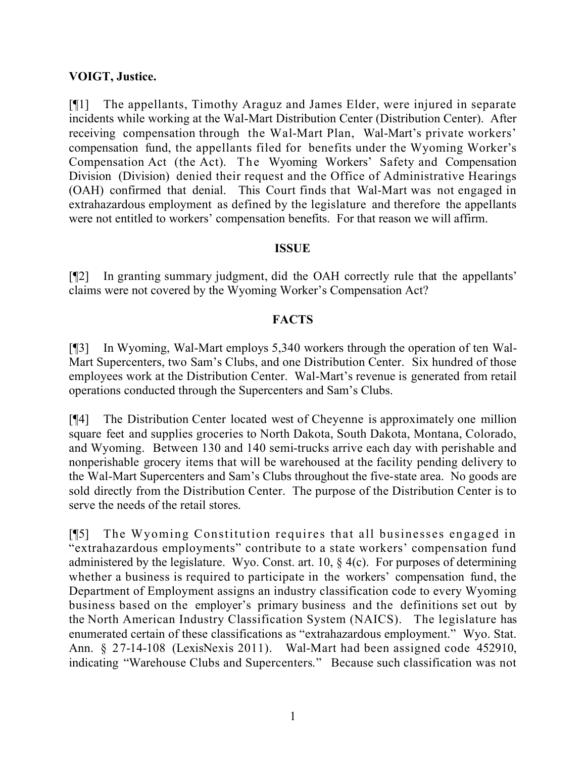**VOIGT, Justice.**

[¶1] The appellants, Timothy Araguz and James Elder, were injured in separate incidents while working at the Wal-Mart Distribution Center (Distribution Center). After receiving compensation through the Wal-Mart Plan, Wal-Mart's private workers' compensation fund, the appellants filed for benefits under the Wyoming Worker's Compensation Act (the Act). The Wyoming Workers' Safety and Compensation Division (Division) denied their request and the Office of Administrative Hearings (OAH) confirmed that denial. This Court finds that Wal-Mart was not engaged in extrahazardous employment as defined by the legislature and therefore the appellants were not entitled to workers' compensation benefits. For that reason we will affirm.

**ISSUE**

[¶2] In granting summary judgment, did the OAH correctly rule that the appellants' claims were not covered by the Wyoming Worker's Compensation Act?

**FACTS**

[¶3] In Wyoming, Wal-Mart employs 5,340 workers through the operation of ten Wal-Mart Supercenters, two Sam's Clubs, and one Distribution Center. Six hundred of those employees work at the Distribution Center. Wal-Mart's revenue is generated from retail operations conducted through the Supercenters and Sam's Clubs.

[¶4] The Distribution Center located west of Cheyenne is approximately one million square feet and supplies groceries to North Dakota, South Dakota, Montana, Colorado, and Wyoming. Between 130 and 140 semi-trucks arrive each day with perishable and nonperishable grocery items that will be warehoused at the facility pending delivery to the Wal-Mart Supercenters and Sam's Clubs throughout the five-state area. No goods are sold directly from the Distribution Center. The purpose of the Distribution Center is to serve the needs of the retail stores.

[¶5] The Wyoming Constitution requires that all businesses engaged in "extrahazardous employments" contribute to a state workers' compensation fund administered by the legislature. Wyo. Const. art. 10, § 4(c). For purposes of determining whether a business is required to participate in the workers' compensation fund, the Department of Employment assigns an industry classification code to every Wyoming business based on the employer's primary business and the definitions set out by the North American Industry Classification System (NAICS). The legislature has enumerated certain of these classifications as "extrahazardous employment." Wyo. Stat. Ann. § 27-14-108 (LexisNexis 2011). Wal-Mart had been assigned code 452910, indicating "Warehouse Clubs and Supercenters." Because such classification was not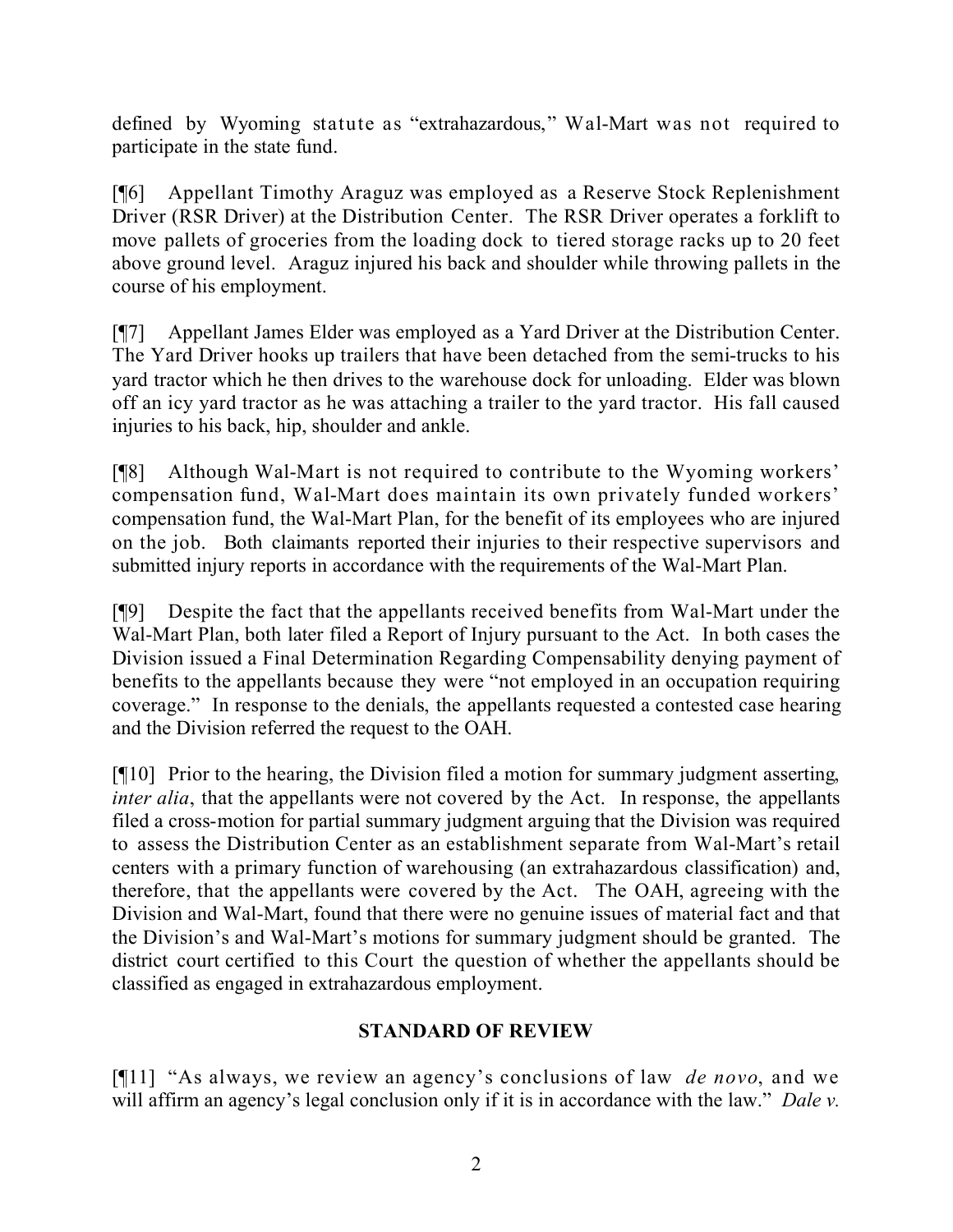defined by Wyoming statute as "extrahazardous," Wal-Mart was not required to participate in the state fund.

[¶6] Appellant Timothy Araguz was employed as a Reserve Stock Replenishment Driver (RSR Driver) at the Distribution Center. The RSR Driver operates a forklift to move pallets of groceries from the loading dock to tiered storage racks up to 20 feet above ground level. Araguz injured his back and shoulder while throwing pallets in the course of his employment.

[¶7] Appellant James Elder was employed as a Yard Driver at the Distribution Center. The Yard Driver hooks up trailers that have been detached from the semi-trucks to his yard tractor which he then drives to the warehouse dock for unloading. Elder was blown off an icy yard tractor as he was attaching a trailer to the yard tractor. His fall caused injuries to his back, hip, shoulder and ankle.

[¶8] Although Wal-Mart is not required to contribute to the Wyoming workers' compensation fund, Wal-Mart does maintain its own privately funded workers' compensation fund, the Wal-Mart Plan, for the benefit of its employees who are injured on the job. Both claimants reported their injuries to their respective supervisors and submitted injury reports in accordance with the requirements of the Wal-Mart Plan.

[¶9] Despite the fact that the appellants received benefits from Wal-Mart under the Wal-Mart Plan, both later filed a Report of Injury pursuant to the Act. In both cases the Division issued a Final Determination Regarding Compensability denying payment of benefits to the appellants because they were "not employed in an occupation requiring coverage." In response to the denials, the appellants requested a contested case hearing and the Division referred the request to the OAH.

[¶10] Prior to the hearing, the Division filed a motion for summary judgment asserting, *inter alia*, that the appellants were not covered by the Act. In response, the appellants filed a cross-motion for partial summary judgment arguing that the Division was required to assess the Distribution Center as an establishment separate from Wal-Mart's retail centers with a primary function of warehousing (an extrahazardous classification) and, therefore, that the appellants were covered by the Act. The OAH, agreeing with the Division and Wal-Mart, found that there were no genuine issues of material fact and that the Division's and Wal-Mart's motions for summary judgment should be granted. The district court certified to this Court the question of whether the appellants should be classified as engaged in extrahazardous employment.

## STANDARD OF REVIEW

[¶11] "As always, we review an agency's conclusions of law *de novo*, and we will affirm an agency's legal conclusion only if it is in accordance with the law." *Dale v.*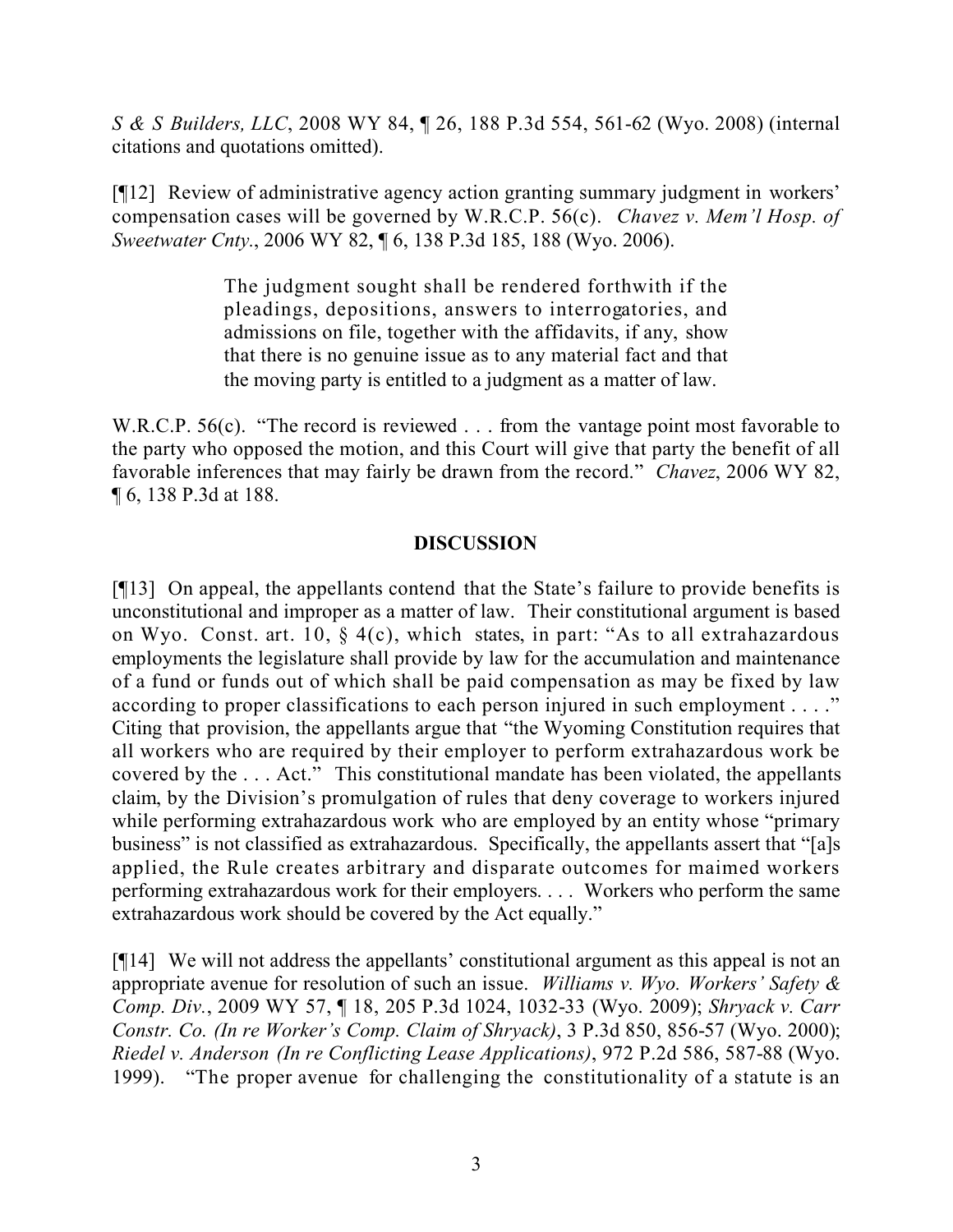*S & S Builders, LLC*, 2008 WY 84, ¶ 26, 188 P.3d 554, 561-62 (Wyo. 2008) (internal citations and quotations omitted).

[¶12] Review of administrative agency action granting summary judgment in workers' compensation cases will be governed by W.R.C.P. 56(c). *Chavez v. Mem'l Hosp. of Sweetwater Cnty.*, 2006 WY 82, ¶ 6, 138 P.3d 185, 188 (Wyo. 2006).

> The judgment sought shall be rendered forthwith if the pleadings, depositions, answers to interrogatories, and admissions on file, together with the affidavits, if any, show that there is no genuine issue as to any material fact and that the moving party is entitled to a judgment as a matter of law.

W.R.C.P. 56(c). "The record is reviewed . . . from the vantage point most favorable to the party who opposed the motion, and this Court will give that party the benefit of all favorable inferences that may fairly be drawn from the record." *Chavez*, 2006 WY 82, ¶ 6, 138 P.3d at 188.

## DISCUSSION

[¶13] On appeal, the appellants contend that the State's failure to provide benefits is unconstitutional and improper as a matter of law. Their constitutional argument is based on Wyo. Const. art. 10, § 4(c), which states, in part: "As to all extrahazardous employments the legislature shall provide by law for the accumulation and maintenance of a fund or funds out of which shall be paid compensation as may be fixed by law according to proper classifications to each person injured in such employment . . . ." Citing that provision, the appellants argue that "the Wyoming Constitution requires that all workers who are required by their employer to perform extrahazardous work be covered by the . . . Act." This constitutional mandate has been violated, the appellants claim, by the Division's promulgation of rules that deny coverage to workers injured while performing extrahazardous work who are employed by an entity whose "primary business" is not classified as extrahazardous. Specifically, the appellants assert that "[a]s applied, the Rule creates arbitrary and disparate outcomes for maimed workers performing extrahazardous work for their employers. . . . Workers who perform the same extrahazardous work should be covered by the Act equally."

[¶14] We will not address the appellants' constitutional argument as this appeal is not an appropriate avenue for resolution of such an issue. *Williams v. Wyo. Workers' Safety & Comp. Div.*, 2009 WY 57, ¶ 18, 205 P.3d 1024, 1032-33 (Wyo. 2009); *Shryack v. Carr Constr. Co. (In re Worker's Comp. Claim of Shryack)*, 3 P.3d 850, 856-57 (Wyo. 2000); *Riedel v. Anderson (In re Conflicting Lease Applications)*, 972 P.2d 586, 587-88 (Wyo. 1999). "The proper avenue for challenging the constitutionality of a statute is an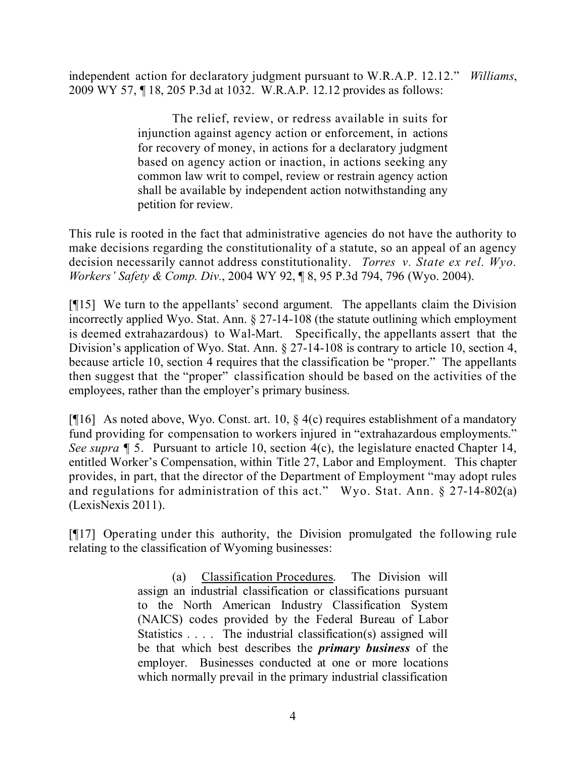independent action for declaratory judgment pursuant to W.R.A.P. 12.12." *Williams*, 2009 WY 57, ¶ 18, 205 P.3d at 1032. W.R.A.P. 12.12 provides as follows:

> The relief, review, or redress available in suits for injunction against agency action or enforcement, in actions for recovery of money, in actions for a declaratory judgment based on agency action or inaction, in actions seeking any common law writ to compel, review or restrain agency action shall be available by independent action notwithstanding any petition for review.

This rule is rooted in the fact that administrative agencies do not have the authority to make decisions regarding the constitutionality of a statute, so an appeal of an agency decision necessarily cannot address constitutionality. *Torres v. State ex rel. Wyo. Workers' Safety & Comp. Div.*, 2004 WY 92, ¶ 8, 95 P.3d 794, 796 (Wyo. 2004).

[¶15] We turn to the appellants' second argument. The appellants claim the Division incorrectly applied Wyo. Stat. Ann. § 27-14-108 (the statute outlining which employment is deemed extrahazardous) to Wal-Mart. Specifically, the appellants assert that the Division's application of Wyo. Stat. Ann. § 27-14-108 is contrary to article 10, section 4, because article 10, section 4 requires that the classification be "proper." The appellants then suggest that the "proper" classification should be based on the activities of the employees, rather than the employer's primary business.

[¶16] As noted above, Wyo. Const. art. 10, § 4(c) requires establishment of a mandatory fund providing for compensation to workers injured in "extrahazardous employments." *See supra* ¶ 5. Pursuant to article 10, section 4(c), the legislature enacted Chapter 14, entitled Worker's Compensation, within Title 27, Labor and Employment. This chapter provides, in part, that the director of the Department of Employment "may adopt rules and regulations for administration of this act." Wyo. Stat. Ann. § 27-14-802(a) (LexisNexis 2011).

[¶17] Operating under this authority, the Division promulgated the following rule relating to the classification of Wyoming businesses:

> (a) <u>Classification Procedures</u>. The Division will assign an industrial classification or classifications pursuant to the North American Industry Classification System (NAICS) codes provided by the Federal Bureau of Labor Statistics . . . . The industrial classification(s) assigned will be that which best describes the ***primary business*** of the employer. Businesses conducted at one or more locations which normally prevail in the primary industrial classification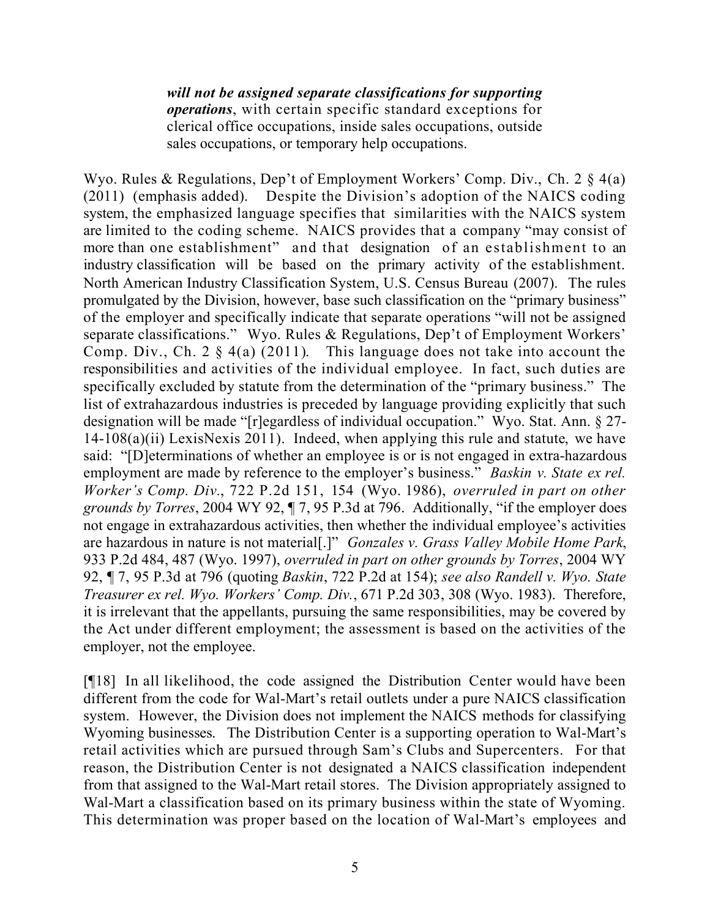> ***will not be assigned separate classifications for supporting operations***, with certain specific standard exceptions for clerical office occupations, inside sales occupations, outside sales occupations, or temporary help occupations.

Wyo. Rules & Regulations, Dep't of Employment Workers' Comp. Div., Ch. 2 § 4(a) (2011) (emphasis added). Despite the Division's adoption of the NAICS coding system, the emphasized language specifies that similarities with the NAICS system are limited to the coding scheme. NAICS provides that a company "may consist of more than one establishment" and that designation of an establishment to an industry classification will be based on the primary activity of the establishment. North American Industry Classification System, U.S. Census Bureau (2007). The rules promulgated by the Division, however, base such classification on the "primary business" of the employer and specifically indicate that separate operations "will not be assigned separate classifications." Wyo. Rules & Regulations, Dep't of Employment Workers' Comp. Div., Ch. 2 § 4(a) (2011). This language does not take into account the responsibilities and activities of the individual employee. In fact, such duties are specifically excluded by statute from the determination of the "primary business." The list of extrahazardous industries is preceded by language providing explicitly that such designation will be made "[r]egardless of individual occupation." Wyo. Stat. Ann. § 27-14-108(a)(ii) LexisNexis 2011). Indeed, when applying this rule and statute, we have said: "[D]eterminations of whether an employee is or is not engaged in extra-hazardous employment are made by reference to the employer's business." *Baskin v. State ex rel. Worker's Comp. Div.*, 722 P.2d 151, 154 (Wyo. 1986), *overruled in part on other grounds by Torres*, 2004 WY 92, ¶ 7, 95 P.3d at 796. Additionally, "if the employer does not engage in extrahazardous activities, then whether the individual employee's activities are hazardous in nature is not material[.]" *Gonzales v. Grass Valley Mobile Home Park*, 933 P.2d 484, 487 (Wyo. 1997), *overruled in part on other grounds by Torres*, 2004 WY 92, ¶ 7, 95 P.3d at 796 (quoting *Baskin*, 722 P.2d at 154); *see also Randell v. Wyo. State Treasurer ex rel. Wyo. Workers' Comp. Div.*, 671 P.2d 303, 308 (Wyo. 1983). Therefore, it is irrelevant that the appellants, pursuing the same responsibilities, may be covered by the Act under different employment; the assessment is based on the activities of the employer, not the employee.

[¶18] In all likelihood, the code assigned the Distribution Center would have been different from the code for Wal-Mart's retail outlets under a pure NAICS classification system. However, the Division does not implement the NAICS methods for classifying Wyoming businesses. The Distribution Center is a supporting operation to Wal-Mart's retail activities which are pursued through Sam's Clubs and Supercenters. For that reason, the Distribution Center is not designated a NAICS classification independent from that assigned to the Wal-Mart retail stores. The Division appropriately assigned to Wal-Mart a classification based on its primary business within the state of Wyoming. This determination was proper based on the location of Wal-Mart's employees and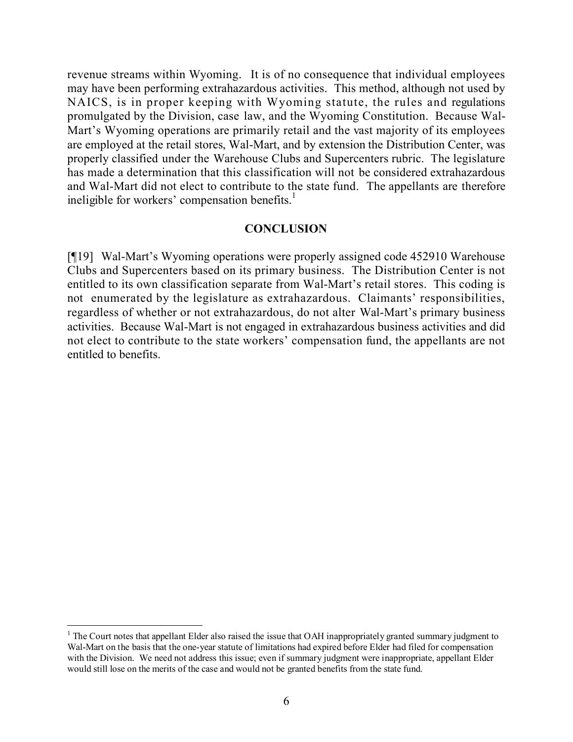revenue streams within Wyoming. It is of no consequence that individual employees may have been performing extrahazardous activities. This method, although not used by NAICS, is in proper keeping with Wyoming statute, the rules and regulations promulgated by the Division, case law, and the Wyoming Constitution. Because Wal-Mart's Wyoming operations are primarily retail and the vast majority of its employees are employed at the retail stores, Wal-Mart, and by extension the Distribution Center, was properly classified under the Warehouse Clubs and Supercenters rubric. The legislature has made a determination that this classification will not be considered extrahazardous and Wal-Mart did not elect to contribute to the state fund. The appellants are therefore ineligible for workers' compensation benefits.[1]

## CONCLUSION

[¶19] Wal-Mart's Wyoming operations were properly assigned code 452910 Warehouse Clubs and Supercenters based on its primary business. The Distribution Center is not entitled to its own classification separate from Wal-Mart's retail stores. This coding is not enumerated by the legislature as extrahazardous. Claimants' responsibilities, regardless of whether or not extrahazardous, do not alter Wal-Mart's primary business activities. Because Wal-Mart is not engaged in extrahazardous business activities and did not elect to contribute to the state workers' compensation fund, the appellants are not entitled to benefits.

---

[1] The Court notes that appellant Elder also raised the issue that OAH inappropriately granted summary judgment to Wal-Mart on the basis that the one-year statute of limitations had expired before Elder had filed for compensation with the Division. We need not address this issue; even if summary judgment were inappropriate, appellant Elder would still lose on the merits of the case and would not be granted benefits from the state fund.